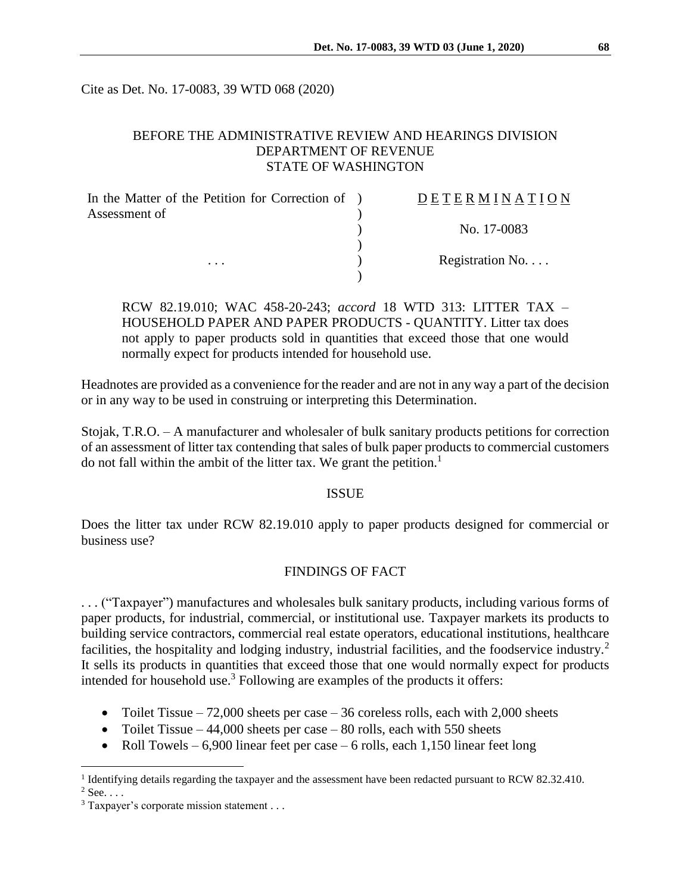Cite as Det. No. 17-0083, 39 WTD 068 (2020)

BEFORE THE ADMINISTRATIVE REVIEW AND HEARINGS DIVISION
DEPARTMENT OF REVENUE
STATE OF WASHINGTON

| | | |
|---|---|---|
| In the Matter of the Petition for Correction of Assessment of | ) | DETERMINATION |
| | ) | No. 17-0083 |
| . . . | ) | Registration No. . . . |

RCW 82.19.010; WAC 458-20-243; *accord* 18 WTD 313: LITTER TAX – HOUSEHOLD PAPER AND PAPER PRODUCTS - QUANTITY. Litter tax does not apply to paper products sold in quantities that exceed those that one would normally expect for products intended for household use.

Headnotes are provided as a convenience for the reader and are not in any way a part of the decision or in any way to be used in construing or interpreting this Determination.

Stojak, T.R.O. – A manufacturer and wholesaler of bulk sanitary products petitions for correction of an assessment of litter tax contending that sales of bulk paper products to commercial customers do not fall within the ambit of the litter tax. We grant the petition.[1]

## ISSUE

Does the litter tax under RCW 82.19.010 apply to paper products designed for commercial or business use?

## FINDINGS OF FACT

. . . ("Taxpayer") manufactures and wholesales bulk sanitary products, including various forms of paper products, for industrial, commercial, or institutional use. Taxpayer markets its products to building service contractors, commercial real estate operators, educational institutions, healthcare facilities, the hospitality and lodging industry, industrial facilities, and the foodservice industry.[2] It sells its products in quantities that exceed those that one would normally expect for products intended for household use.[3] Following are examples of the products it offers:

- Toilet Tissue – 72,000 sheets per case – 36 coreless rolls, each with 2,000 sheets
- Toilet Tissue – 44,000 sheets per case – 80 rolls, each with 550 sheets
- Roll Towels – 6,900 linear feet per case – 6 rolls, each 1,150 linear feet long

---

[1] Identifying details regarding the taxpayer and the assessment have been redacted pursuant to RCW 82.32.410.

[2] See. . . .

[3] Taxpayer's corporate mission statement . . .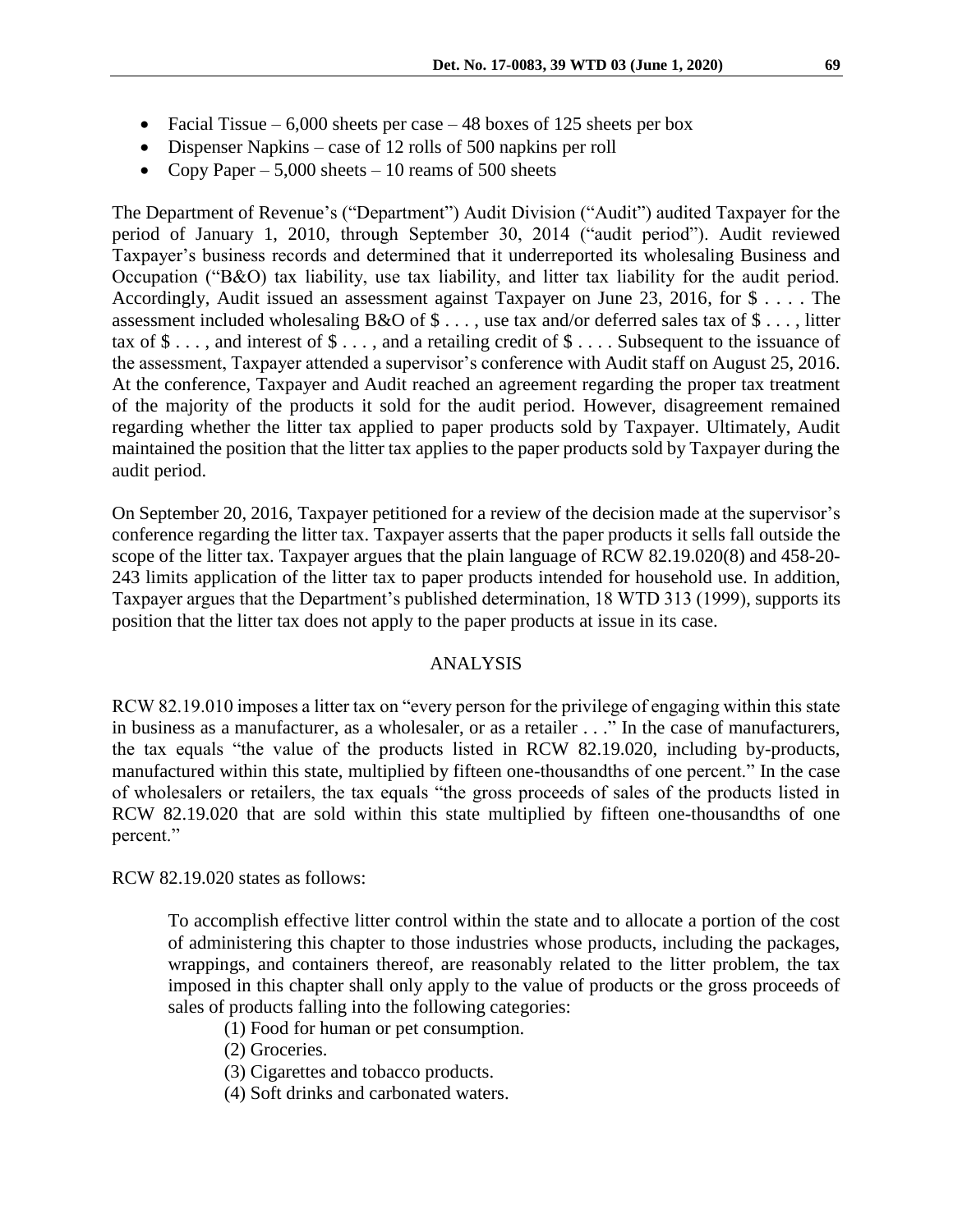- Facial Tissue – 6,000 sheets per case – 48 boxes of 125 sheets per box
- Dispenser Napkins – case of 12 rolls of 500 napkins per roll
- Copy Paper – 5,000 sheets – 10 reams of 500 sheets

The Department of Revenue's ("Department") Audit Division ("Audit") audited Taxpayer for the period of January 1, 2010, through September 30, 2014 ("audit period"). Audit reviewed Taxpayer's business records and determined that it underreported its wholesaling Business and Occupation ("B&O) tax liability, use tax liability, and litter tax liability for the audit period. Accordingly, Audit issued an assessment against Taxpayer on June 23, 2016, for $ . . . . The assessment included wholesaling B&O of $ . . . , use tax and/or deferred sales tax of $ . . . , litter tax of $ . . . , and interest of $ . . . , and a retailing credit of $ . . . . Subsequent to the issuance of the assessment, Taxpayer attended a supervisor's conference with Audit staff on August 25, 2016. At the conference, Taxpayer and Audit reached an agreement regarding the proper tax treatment of the majority of the products it sold for the audit period. However, disagreement remained regarding whether the litter tax applied to paper products sold by Taxpayer. Ultimately, Audit maintained the position that the litter tax applies to the paper products sold by Taxpayer during the audit period.

On September 20, 2016, Taxpayer petitioned for a review of the decision made at the supervisor's conference regarding the litter tax. Taxpayer asserts that the paper products it sells fall outside the scope of the litter tax. Taxpayer argues that the plain language of RCW 82.19.020(8) and 458-20-243 limits application of the litter tax to paper products intended for household use. In addition, Taxpayer argues that the Department's published determination, 18 WTD 313 (1999), supports its position that the litter tax does not apply to the paper products at issue in its case.

## ANALYSIS

RCW 82.19.010 imposes a litter tax on "every person for the privilege of engaging within this state in business as a manufacturer, as a wholesaler, or as a retailer . . ." In the case of manufacturers, the tax equals "the value of the products listed in RCW 82.19.020, including by-products, manufactured within this state, multiplied by fifteen one-thousandths of one percent." In the case of wholesalers or retailers, the tax equals "the gross proceeds of sales of the products listed in RCW 82.19.020 that are sold within this state multiplied by fifteen one-thousandths of one percent."

RCW 82.19.020 states as follows:

> To accomplish effective litter control within the state and to allocate a portion of the cost of administering this chapter to those industries whose products, including the packages, wrappings, and containers thereof, are reasonably related to the litter problem, the tax imposed in this chapter shall only apply to the value of products or the gross proceeds of sales of products falling into the following categories:
>
> (1) Food for human or pet consumption.
>
> (2) Groceries.
>
> (3) Cigarettes and tobacco products.
>
> (4) Soft drinks and carbonated waters.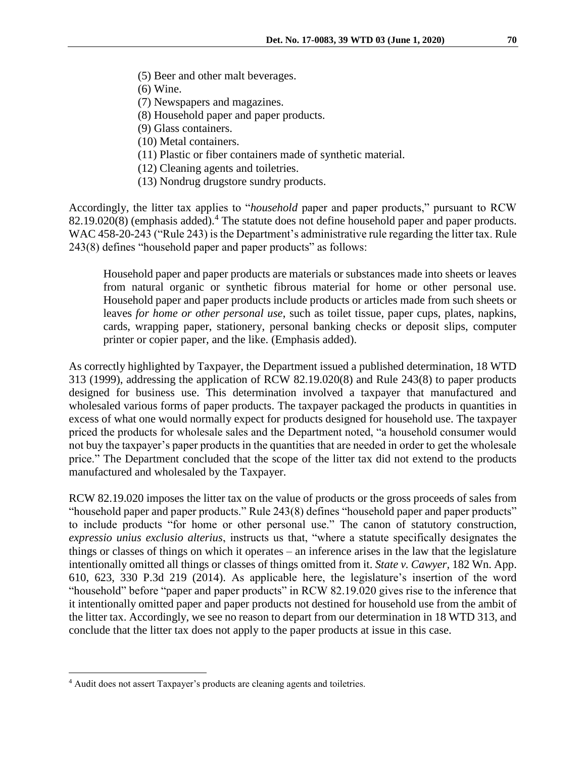(5) Beer and other malt beverages.
(6) Wine.
(7) Newspapers and magazines.
(8) Household paper and paper products.
(9) Glass containers.
(10) Metal containers.
(11) Plastic or fiber containers made of synthetic material.
(12) Cleaning agents and toiletries.
(13) Nondrug drugstore sundry products.

Accordingly, the litter tax applies to "*household* paper and paper products," pursuant to RCW 82.19.020(8) (emphasis added).[4] The statute does not define household paper and paper products. WAC 458-20-243 ("Rule 243) is the Department's administrative rule regarding the litter tax. Rule 243(8) defines "household paper and paper products" as follows:

> Household paper and paper products are materials or substances made into sheets or leaves from natural organic or synthetic fibrous material for home or other personal use. Household paper and paper products include products or articles made from such sheets or leaves *for home or other personal use*, such as toilet tissue, paper cups, plates, napkins, cards, wrapping paper, stationery, personal banking checks or deposit slips, computer printer or copier paper, and the like. (Emphasis added).

As correctly highlighted by Taxpayer, the Department issued a published determination, 18 WTD 313 (1999), addressing the application of RCW 82.19.020(8) and Rule 243(8) to paper products designed for business use. This determination involved a taxpayer that manufactured and wholesaled various forms of paper products. The taxpayer packaged the products in quantities in excess of what one would normally expect for products designed for household use. The taxpayer priced the products for wholesale sales and the Department noted, "a household consumer would not buy the taxpayer's paper products in the quantities that are needed in order to get the wholesale price." The Department concluded that the scope of the litter tax did not extend to the products manufactured and wholesaled by the Taxpayer.

RCW 82.19.020 imposes the litter tax on the value of products or the gross proceeds of sales from "household paper and paper products." Rule 243(8) defines "household paper and paper products" to include products "for home or other personal use." The canon of statutory construction, *expressio unius exclusio alterius*, instructs us that, "where a statute specifically designates the things or classes of things on which it operates – an inference arises in the law that the legislature intentionally omitted all things or classes of things omitted from it. *State v. Cawyer,* 182 Wn. App. 610, 623, 330 P.3d 219 (2014). As applicable here, the legislature's insertion of the word "household" before "paper and paper products" in RCW 82.19.020 gives rise to the inference that it intentionally omitted paper and paper products not destined for household use from the ambit of the litter tax. Accordingly, we see no reason to depart from our determination in 18 WTD 313, and conclude that the litter tax does not apply to the paper products at issue in this case.

---

[4] Audit does not assert Taxpayer's products are cleaning agents and toiletries.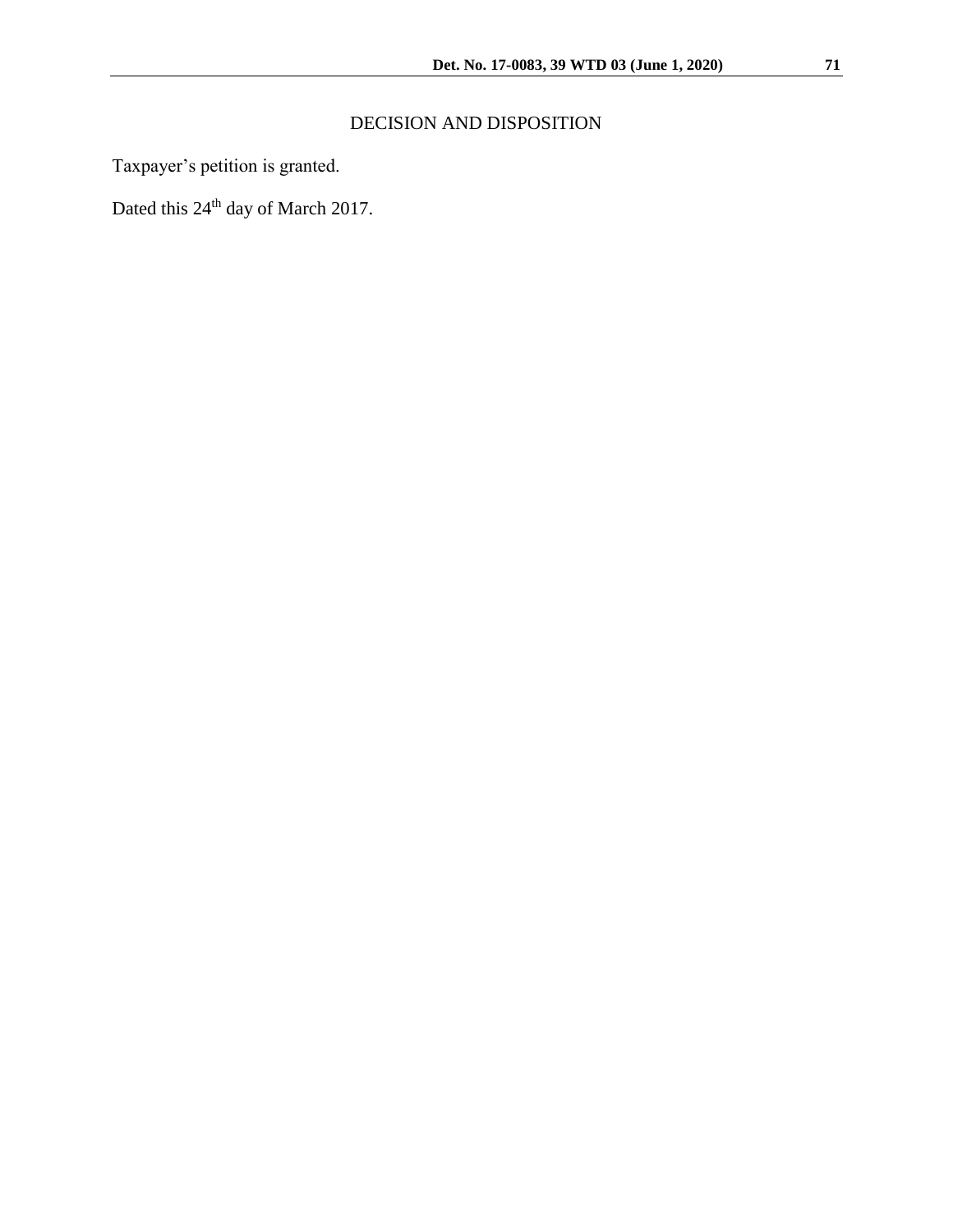## DECISION AND DISPOSITION

Taxpayer's petition is granted.

Dated this 24th day of March 2017.